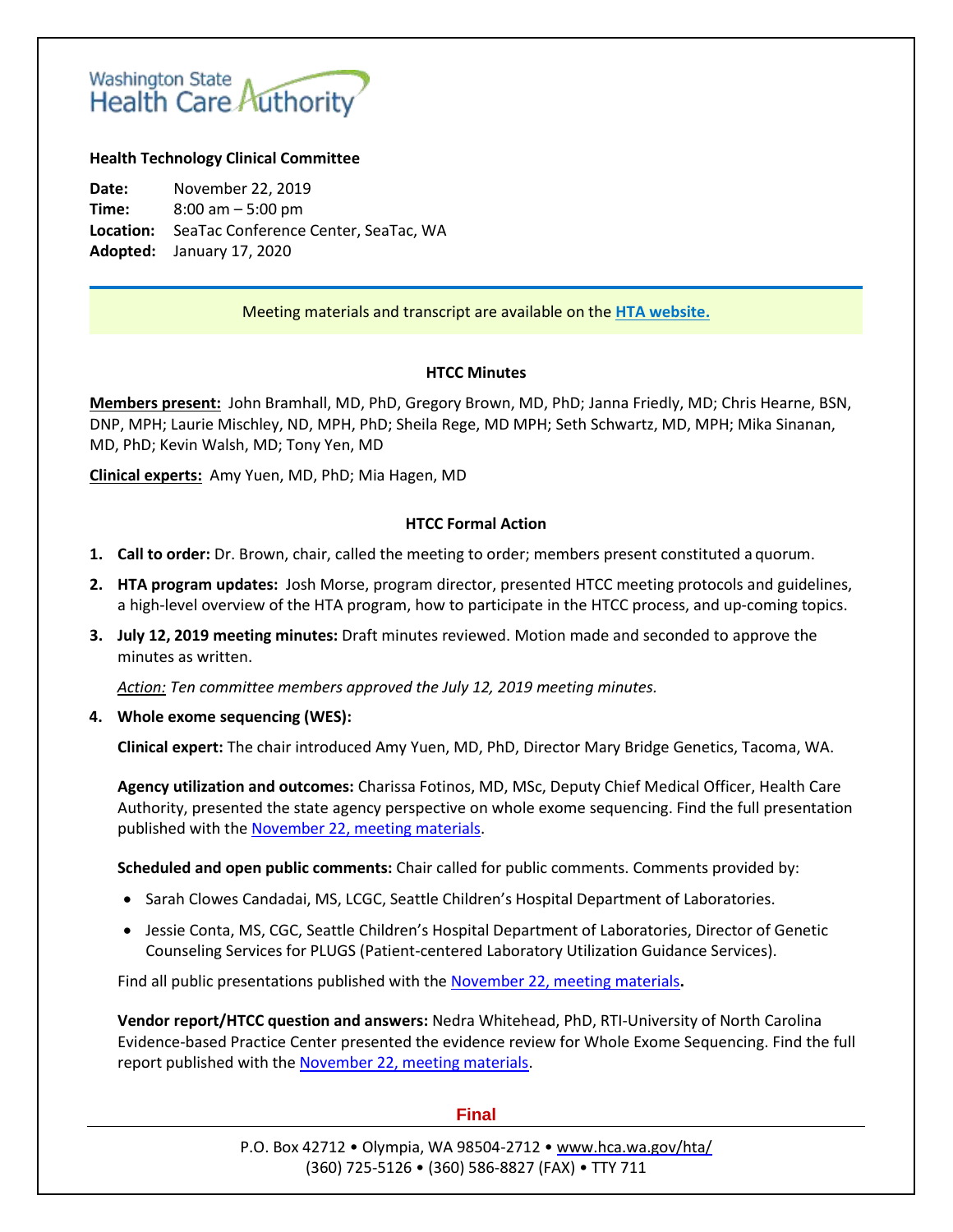Washington State Health Care Authority

**Health Technology Clinical Committee**

**Date:** November 22, 2019
**Time:** 8:00 am – 5:00 pm
**Location:** SeaTac Conference Center, SeaTac, WA
**Adopted:** January 17, 2020

Meeting materials and transcript are available on the [HTA website.]()

## HTCC Minutes

**Members present:** John Bramhall, MD, PhD, Gregory Brown, MD, PhD; Janna Friedly, MD; Chris Hearne, BSN, DNP, MPH; Laurie Mischley, ND, MPH, PhD; Sheila Rege, MD MPH; Seth Schwartz, MD, MPH; Mika Sinanan, MD, PhD; Kevin Walsh, MD; Tony Yen, MD

**Clinical experts:** Amy Yuen, MD, PhD; Mia Hagen, MD

## HTCC Formal Action

1. **Call to order:** Dr. Brown, chair, called the meeting to order; members present constituted a quorum.
2. **HTA program updates:** Josh Morse, program director, presented HTCC meeting protocols and guidelines, a high-level overview of the HTA program, how to participate in the HTCC process, and up-coming topics.
3. **July 12, 2019 meeting minutes:** Draft minutes reviewed. Motion made and seconded to approve the minutes as written.

   *Action: Ten committee members approved the July 12, 2019 meeting minutes.*

4. **Whole exome sequencing (WES):**

   **Clinical expert:** The chair introduced Amy Yuen, MD, PhD, Director Mary Bridge Genetics, Tacoma, WA.

   **Agency utilization and outcomes:** Charissa Fotinos, MD, MSc, Deputy Chief Medical Officer, Health Care Authority, presented the state agency perspective on whole exome sequencing. Find the full presentation published with the November 22, meeting materials.

   **Scheduled and open public comments:** Chair called for public comments. Comments provided by:

   - Sarah Clowes Candadai, MS, LCGC, Seattle Children's Hospital Department of Laboratories.
   - Jessie Conta, MS, CGC, Seattle Children's Hospital Department of Laboratories, Director of Genetic Counseling Services for PLUGS (Patient-centered Laboratory Utilization Guidance Services).

   Find all public presentations published with the November 22, meeting materials.

   **Vendor report/HTCC question and answers:** Nedra Whitehead, PhD, RTI-University of North Carolina Evidence-based Practice Center presented the evidence review for Whole Exome Sequencing. Find the full report published with the November 22, meeting materials.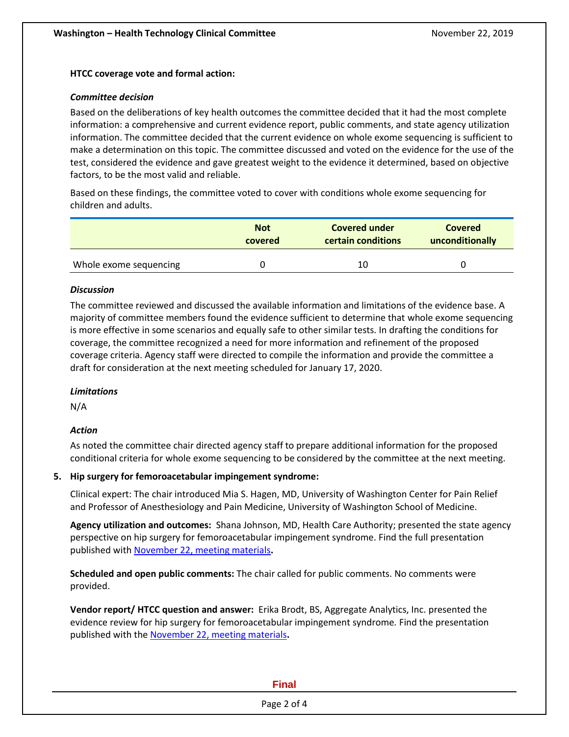**HTCC coverage vote and formal action:**

***Committee decision***

Based on the deliberations of key health outcomes the committee decided that it had the most complete information: a comprehensive and current evidence report, public comments, and state agency utilization information. The committee decided that the current evidence on whole exome sequencing is sufficient to make a determination on this topic. The committee discussed and voted on the evidence for the use of the test, considered the evidence and gave greatest weight to the evidence it determined, based on objective factors, to be the most valid and reliable.

Based on these findings, the committee voted to cover with conditions whole exome sequencing for children and adults.

| | Not covered | Covered under certain conditions | Covered unconditionally |
|---|---|---|---|
| Whole exome sequencing | 0 | 10 | 0 |

***Discussion***

The committee reviewed and discussed the available information and limitations of the evidence base. A majority of committee members found the evidence sufficient to determine that whole exome sequencing is more effective in some scenarios and equally safe to other similar tests. In drafting the conditions for coverage, the committee recognized a need for more information and refinement of the proposed coverage criteria. Agency staff were directed to compile the information and provide the committee a draft for consideration at the next meeting scheduled for January 17, 2020.

***Limitations***

N/A

***Action***

As noted the committee chair directed agency staff to prepare additional information for the proposed conditional criteria for whole exome sequencing to be considered by the committee at the next meeting.

5. **Hip surgery for femoroacetabular impingement syndrome:**

   Clinical expert: The chair introduced Mia S. Hagen, MD, University of Washington Center for Pain Relief and Professor of Anesthesiology and Pain Medicine, University of Washington School of Medicine.

   **Agency utilization and outcomes:** Shana Johnson, MD, Health Care Authority; presented the state agency perspective on hip surgery for femoroacetabular impingement syndrome. Find the full presentation published with November 22, meeting materials**.**

   **Scheduled and open public comments:** The chair called for public comments. No comments were provided.

   **Vendor report/ HTCC question and answer:** Erika Brodt, BS, Aggregate Analytics, Inc. presented the evidence review for hip surgery for femoroacetabular impingement syndrome. Find the presentation published with the November 22, meeting materials**.**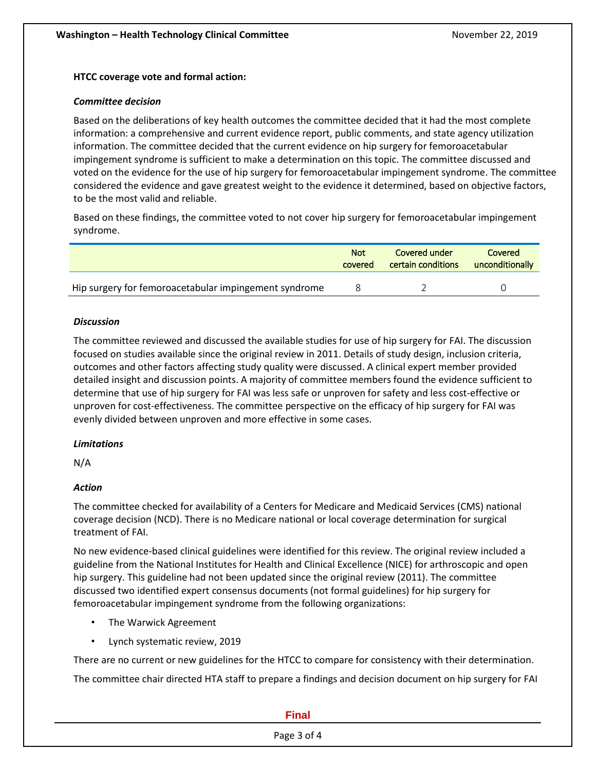**HTCC coverage vote and formal action:**

***Committee decision***

Based on the deliberations of key health outcomes the committee decided that it had the most complete information: a comprehensive and current evidence report, public comments, and state agency utilization information. The committee decided that the current evidence on hip surgery for femoroacetabular impingement syndrome is sufficient to make a determination on this topic. The committee discussed and voted on the evidence for the use of hip surgery for femoroacetabular impingement syndrome. The committee considered the evidence and gave greatest weight to the evidence it determined, based on objective factors, to be the most valid and reliable.

Based on these findings, the committee voted to not cover hip surgery for femoroacetabular impingement syndrome.

| | Not covered | Covered under certain conditions | Covered unconditionally |
|---|---|---|---|
| Hip surgery for femoroacetabular impingement syndrome | 8 | 2 | 0 |

***Discussion***

The committee reviewed and discussed the available studies for use of hip surgery for FAI. The discussion focused on studies available since the original review in 2011. Details of study design, inclusion criteria, outcomes and other factors affecting study quality were discussed. A clinical expert member provided detailed insight and discussion points. A majority of committee members found the evidence sufficient to determine that use of hip surgery for FAI was less safe or unproven for safety and less cost-effective or unproven for cost-effectiveness. The committee perspective on the efficacy of hip surgery for FAI was evenly divided between unproven and more effective in some cases.

***Limitations***

N/A

***Action***

The committee checked for availability of a Centers for Medicare and Medicaid Services (CMS) national coverage decision (NCD). There is no Medicare national or local coverage determination for surgical treatment of FAI.

No new evidence-based clinical guidelines were identified for this review. The original review included a guideline from the National Institutes for Health and Clinical Excellence (NICE) for arthroscopic and open hip surgery. This guideline had not been updated since the original review (2011). The committee discussed two identified expert consensus documents (not formal guidelines) for hip surgery for femoroacetabular impingement syndrome from the following organizations:

- The Warwick Agreement
- Lynch systematic review, 2019

There are no current or new guidelines for the HTCC to compare for consistency with their determination.

The committee chair directed HTA staff to prepare a findings and decision document on hip surgery for FAI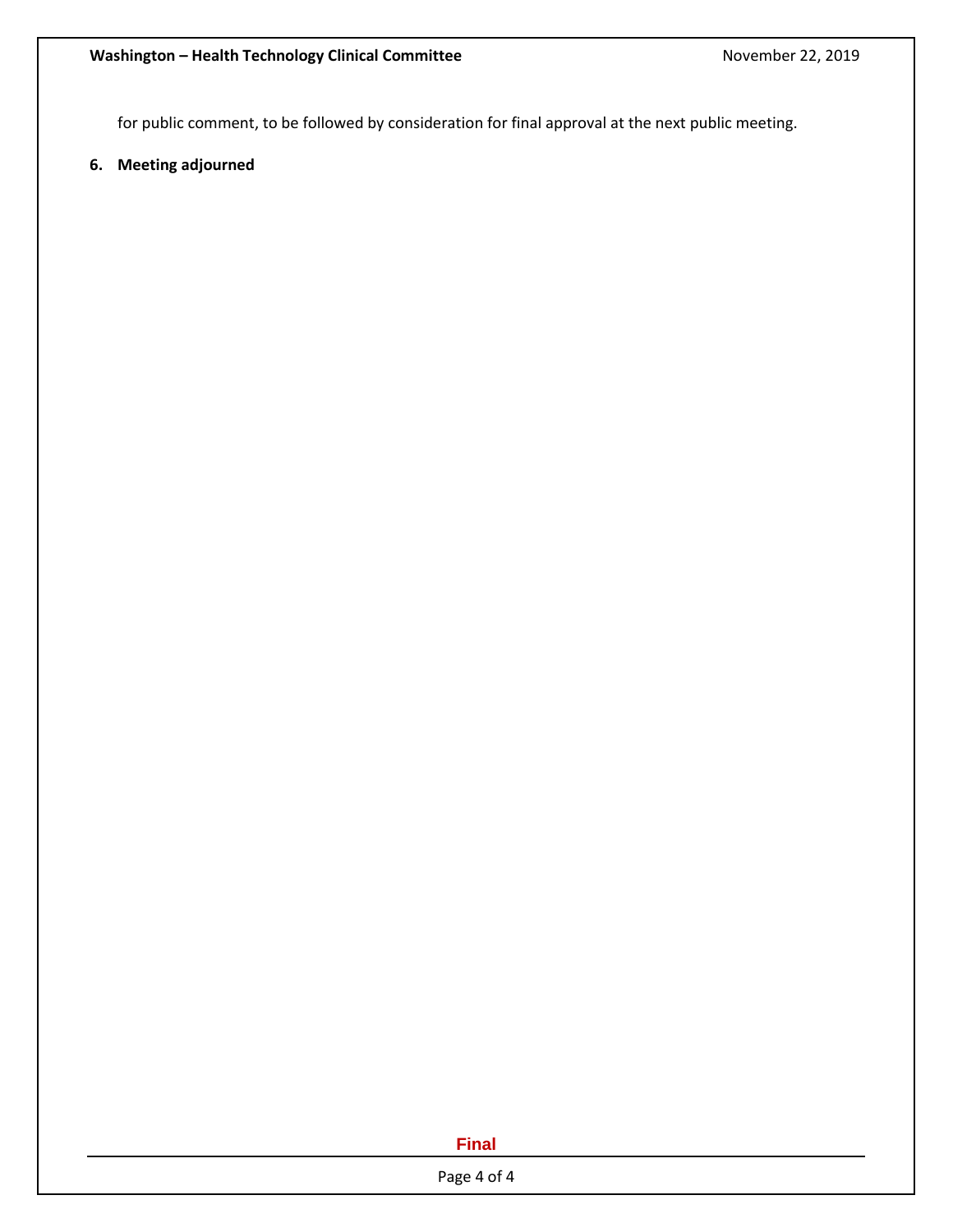for public comment, to be followed by consideration for final approval at the next public meeting.

6. **Meeting adjourned**

**Final**